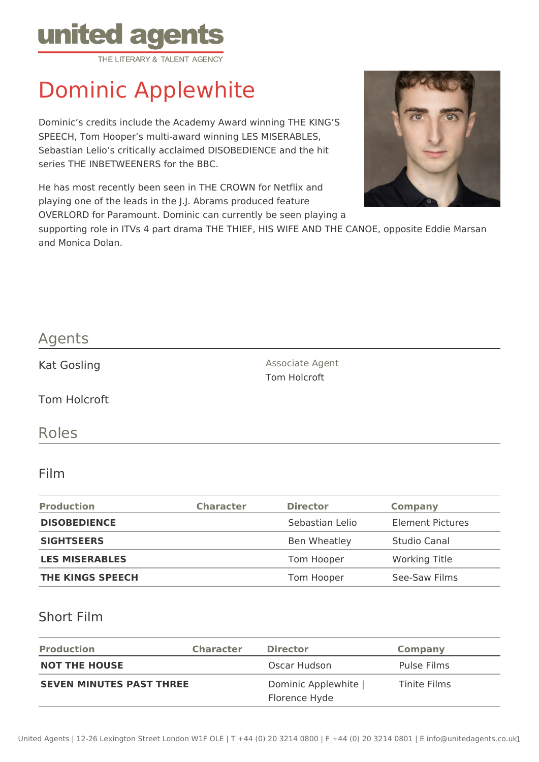united agents
THE LITERARY & TALENT AGENCY

# Dominic Applewhite

Dominic's credits include the Academy Award winning THE KING'S SPEECH, Tom Hooper's multi-award winning LES MISERABLES, Sebastian Lelio's critically acclaimed DISOBEDIENCE and the hit series THE INBETWEENERS for the BBC.

He has most recently been seen in THE CROWN for Netflix and playing one of the leads in the J.J. Abrams produced feature OVERLORD for Paramount. Dominic can currently be seen playing a supporting role in ITVs 4 part drama THE THIEF, HIS WIFE AND THE CANOE, opposite Eddie Marsan and Monica Dolan.

## Agents

Kat Gosling

Tom Holcroft

Associate Agent
Tom Holcroft

## Roles

### Film

| Production | Character | Director | Company |
|---|---|---|---|
| **DISOBEDIENCE** | | Sebastian Lelio | Element Pictures |
| **SIGHTSEERS** | | Ben Wheatley | Studio Canal |
| **LES MISERABLES** | | Tom Hooper | Working Title |
| **THE KINGS SPEECH** | | Tom Hooper | See-Saw Films |

### Short Film

| Production | Character | Director | Company |
|---|---|---|---|
| **NOT THE HOUSE** | | Oscar Hudson | Pulse Films |
| **SEVEN MINUTES PAST THREE** | | Dominic Applewhite \| Florence Hyde | Tinite Films |

United Agents | 12-26 Lexington Street London W1F OLE | T +44 (0) 20 3214 0800 | F +44 (0) 20 3214 0801 | E info@unitedagents.co.uk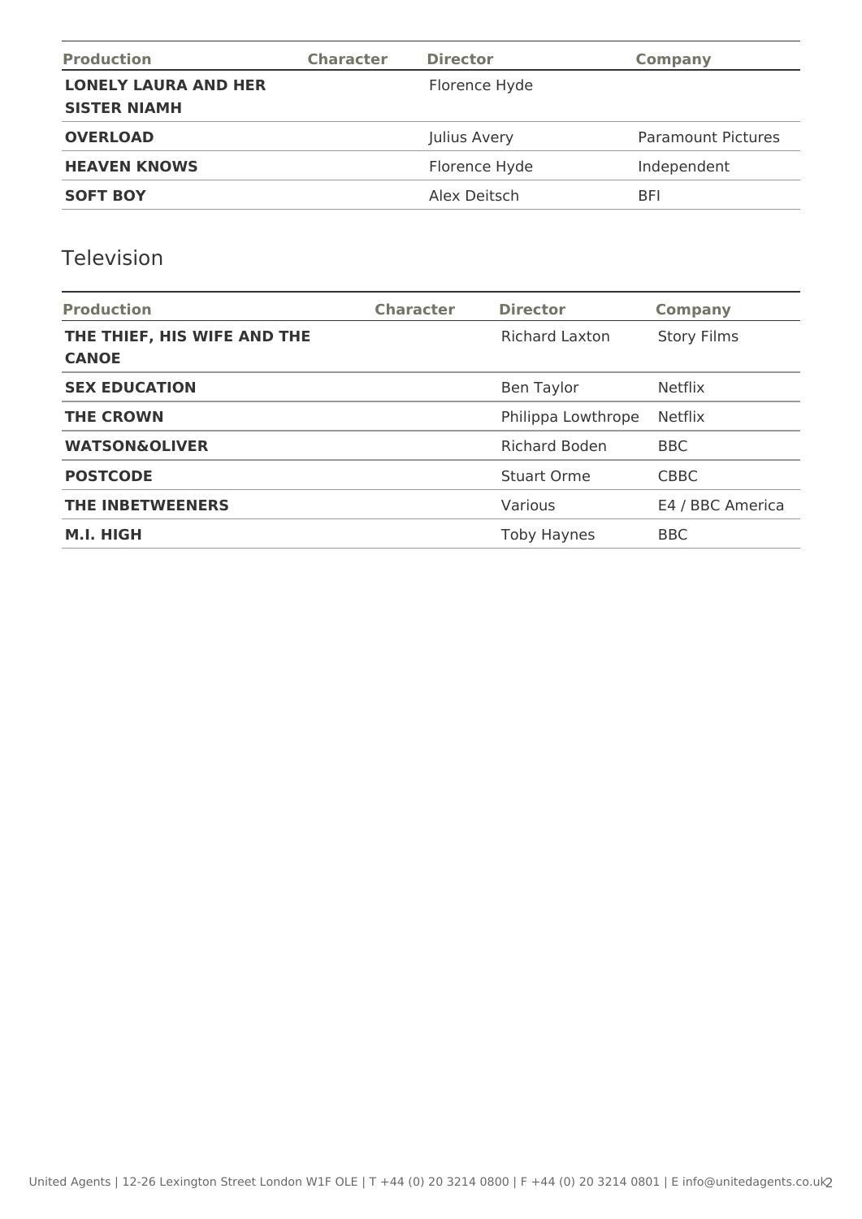| Production | Character | Director | Company |
|---|---|---|---|
| **LONELY LAURA AND HER SISTER NIAMH** | | Florence Hyde | |
| **OVERLOAD** | | Julius Avery | Paramount Pictures |
| **HEAVEN KNOWS** | | Florence Hyde | Independent |
| **SOFT BOY** | | Alex Deitsch | BFI |

## Television

| Production | Character | Director | Company |
|---|---|---|---|
| **THE THIEF, HIS WIFE AND THE CANOE** | | Richard Laxton | Story Films |
| **SEX EDUCATION** | | Ben Taylor | Netflix |
| **THE CROWN** | | Philippa Lowthrope | Netflix |
| **WATSON&OLIVER** | | Richard Boden | BBC |
| **POSTCODE** | | Stuart Orme | CBBC |
| **THE INBETWEENERS** | | Various | E4 / BBC America |
| **M.I. HIGH** | | Toby Haynes | BBC |

United Agents | 12-26 Lexington Street London W1F OLE | T +44 (0) 20 3214 0800 | F +44 (0) 20 3214 0801 | E info@unitedagents.co.uk